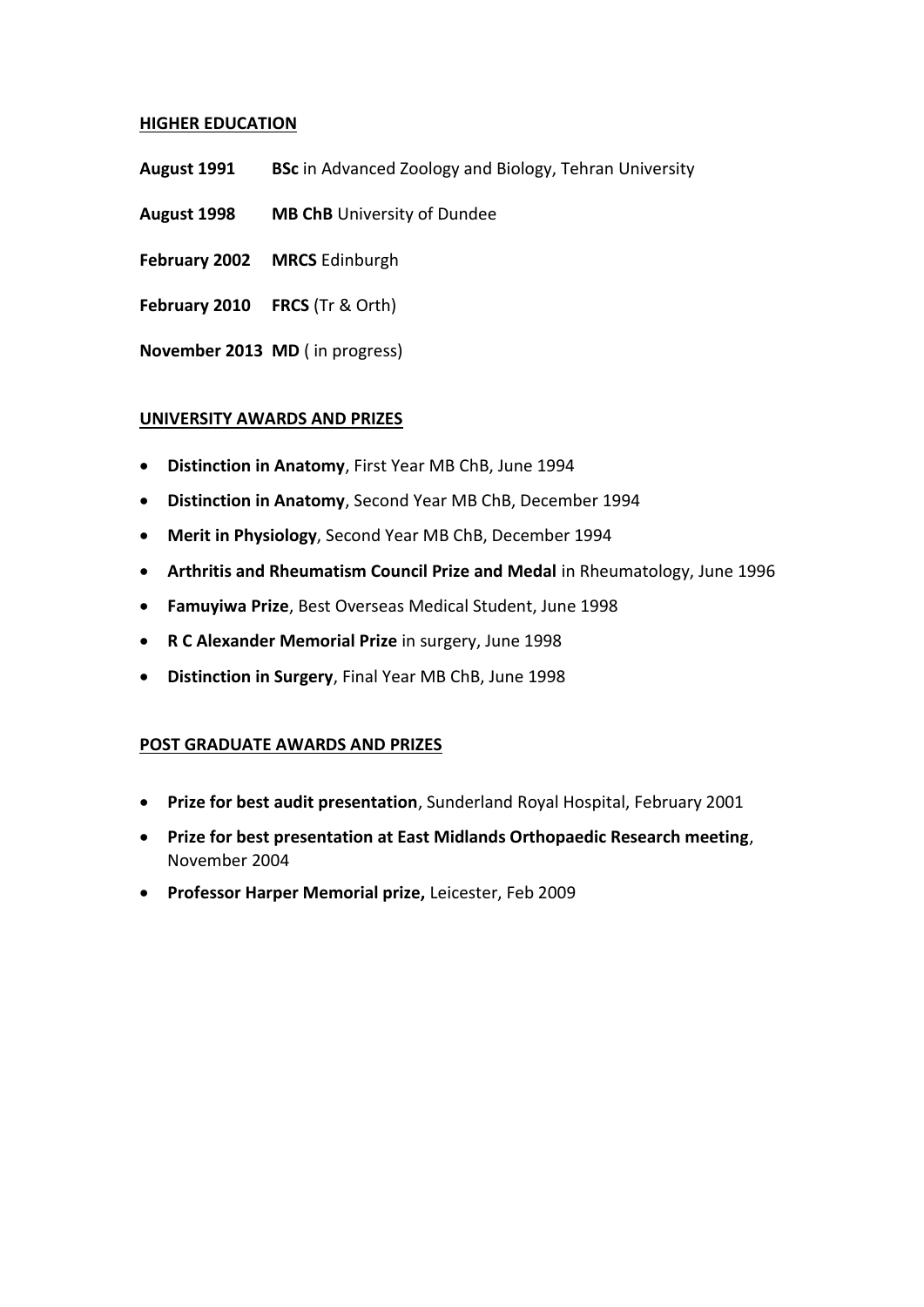## HIGHER EDUCATION

**August 1991** **BSc** in Advanced Zoology and Biology, Tehran University

**August 1998** **MB ChB** University of Dundee

**February 2002** **MRCS** Edinburgh

**February 2010** **FRCS** (Tr & Orth)

**November 2013** **MD** ( in progress)

## UNIVERSITY AWARDS AND PRIZES

- **Distinction in Anatomy**, First Year MB ChB, June 1994
- **Distinction in Anatomy**, Second Year MB ChB, December 1994
- **Merit in Physiology**, Second Year MB ChB, December 1994
- **Arthritis and Rheumatism Council Prize and Medal** in Rheumatology, June 1996
- **Famuyiwa Prize**, Best Overseas Medical Student, June 1998
- **R C Alexander Memorial Prize** in surgery, June 1998
- **Distinction in Surgery**, Final Year MB ChB, June 1998

## POST GRADUATE AWARDS AND PRIZES

- **Prize for best audit presentation**, Sunderland Royal Hospital, February 2001
- **Prize for best presentation at East Midlands Orthopaedic Research meeting**, November 2004
- **Professor Harper Memorial prize,** Leicester, Feb 2009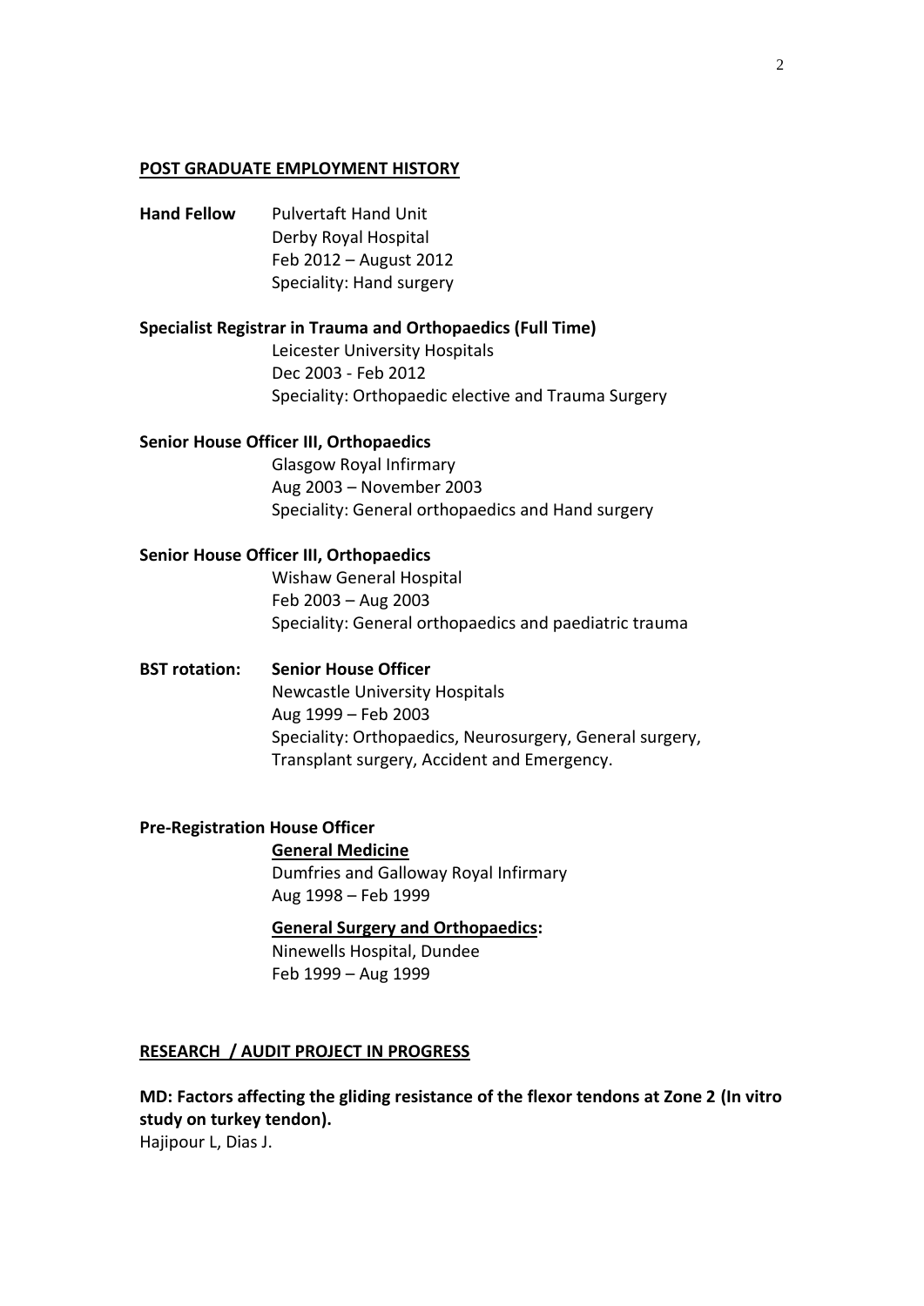## POST GRADUATE EMPLOYMENT HISTORY

**Hand Fellow** Pulvertaft Hand Unit
Derby Royal Hospital
Feb 2012 – August 2012
Speciality: Hand surgery

**Specialist Registrar in Trauma and Orthopaedics (Full Time)**
Leicester University Hospitals
Dec 2003 - Feb 2012
Speciality: Orthopaedic elective and Trauma Surgery

**Senior House Officer III, Orthopaedics**
Glasgow Royal Infirmary
Aug 2003 – November 2003
Speciality: General orthopaedics and Hand surgery

**Senior House Officer III, Orthopaedics**
Wishaw General Hospital
Feb 2003 – Aug 2003
Speciality: General orthopaedics and paediatric trauma

**BST rotation:** **Senior House Officer**
Newcastle University Hospitals
Aug 1999 – Feb 2003
Speciality: Orthopaedics, Neurosurgery, General surgery, Transplant surgery, Accident and Emergency.

**Pre-Registration House Officer**

**General Medicine**
Dumfries and Galloway Royal Infirmary
Aug 1998 – Feb 1999

**General Surgery and Orthopaedics:**
Ninewells Hospital, Dundee
Feb 1999 – Aug 1999

## RESEARCH / AUDIT PROJECT IN PROGRESS

**MD: Factors affecting the gliding resistance of the flexor tendons at Zone 2 (In vitro study on turkey tendon).**
Hajipour L, Dias J.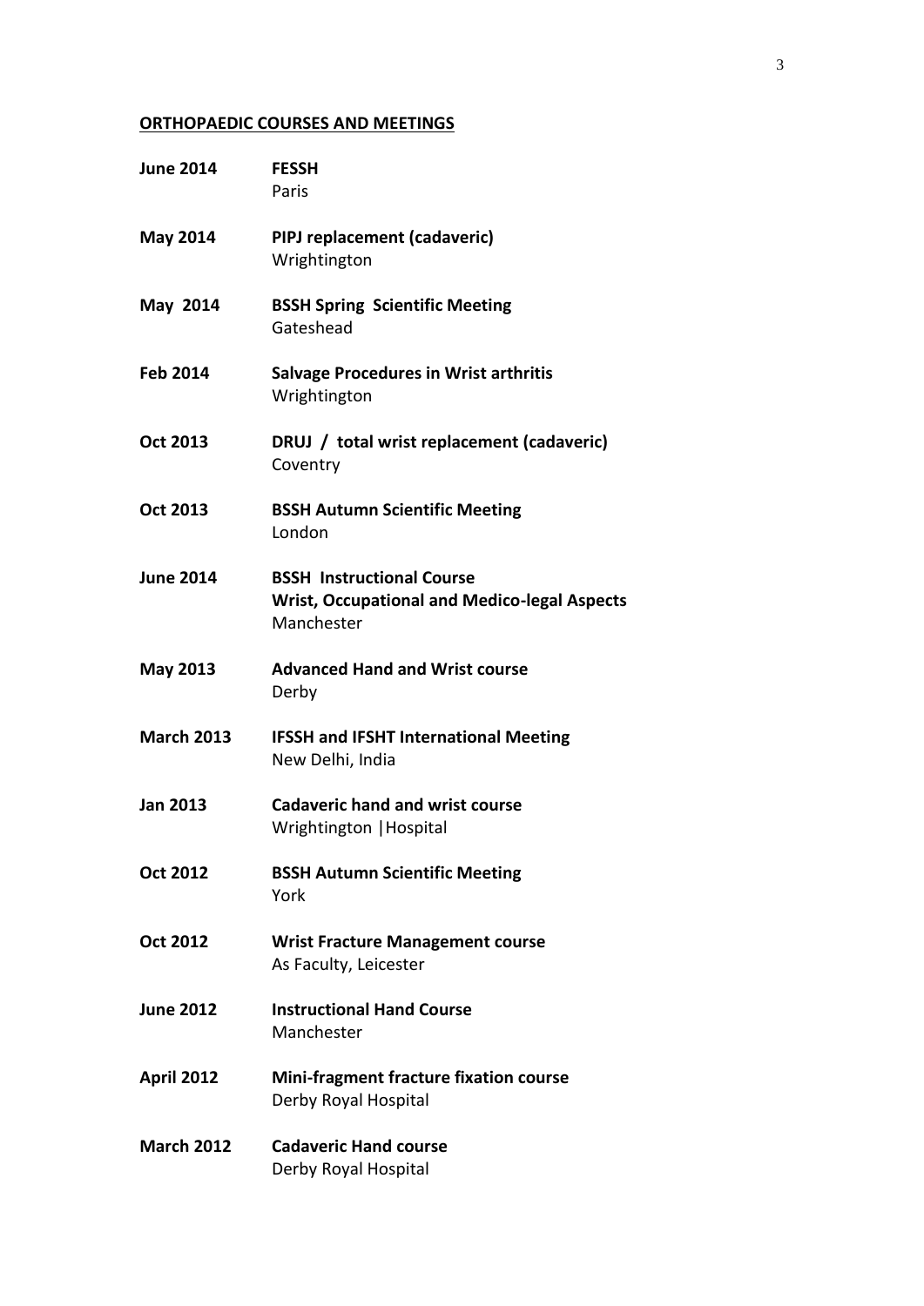## ORTHOPAEDIC COURSES AND MEETINGS

**June 2014** **FESSH**
Paris

**May 2014** **PIPJ replacement (cadaveric)**
Wrightington

**May 2014** **BSSH Spring Scientific Meeting**
Gateshead

**Feb 2014** **Salvage Procedures in Wrist arthritis**
Wrightington

**Oct 2013** **DRUJ / total wrist replacement (cadaveric)**
Coventry

**Oct 2013** **BSSH Autumn Scientific Meeting**
London

**June 2014** **BSSH Instructional Course**
**Wrist, Occupational and Medico-legal Aspects**
Manchester

**May 2013** **Advanced Hand and Wrist course**
Derby

**March 2013** **IFSSH and IFSHT International Meeting**
New Delhi, India

**Jan 2013** **Cadaveric hand and wrist course**
Wrightington |Hospital

**Oct 2012** **BSSH Autumn Scientific Meeting**
York

**Oct 2012** **Wrist Fracture Management course**
As Faculty, Leicester

**June 2012** **Instructional Hand Course**
Manchester

**April 2012** **Mini-fragment fracture fixation course**
Derby Royal Hospital

**March 2012** **Cadaveric Hand course**
Derby Royal Hospital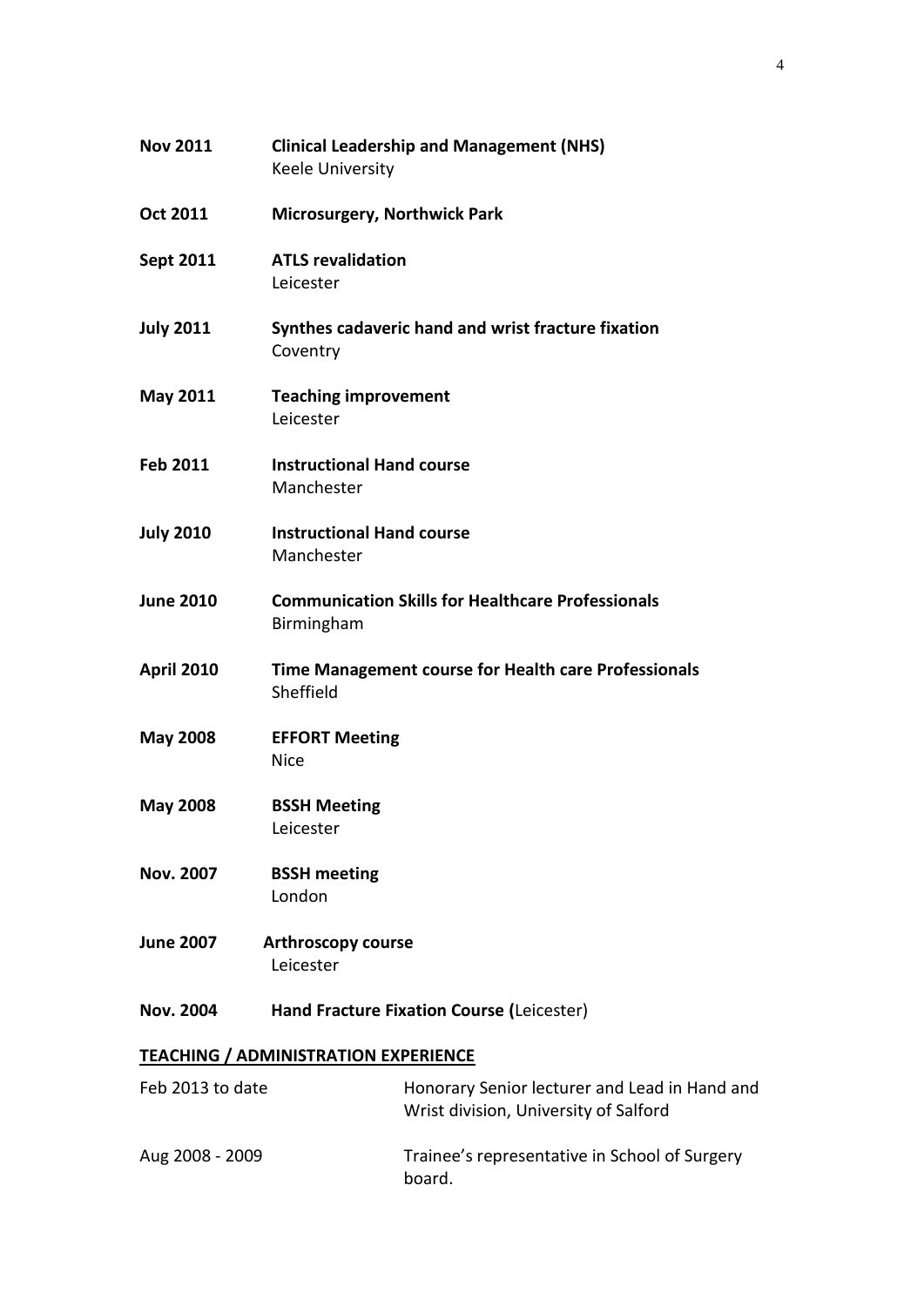**Nov 2011** **Clinical Leadership and Management (NHS)**
Keele University

**Oct 2011** **Microsurgery, Northwick Park**

**Sept 2011** **ATLS revalidation**
Leicester

**July 2011** **Synthes cadaveric hand and wrist fracture fixation**
Coventry

**May 2011** **Teaching improvement**
Leicester

**Feb 2011** **Instructional Hand course**
Manchester

**July 2010** **Instructional Hand course**
Manchester

**June 2010** **Communication Skills for Healthcare Professionals**
Birmingham

**April 2010** **Time Management course for Health care Professionals**
Sheffield

**May 2008** **EFFORT Meeting**
Nice

**May 2008** **BSSH Meeting**
Leicester

**Nov. 2007** **BSSH meeting**
London

**June 2007** **Arthroscopy course**
Leicester

**Nov. 2004** **Hand Fracture Fixation Course (**Leicester)

## TEACHING / ADMINISTRATION EXPERIENCE

Feb 2013 to date — Honorary Senior lecturer and Lead in Hand and Wrist division, University of Salford

Aug 2008 - 2009 — Trainee's representative in School of Surgery board.